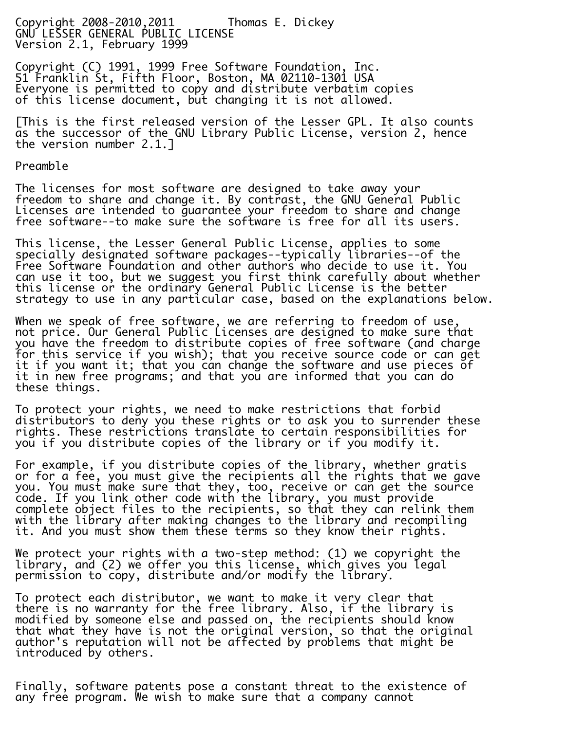Copyright 2008-2010,2011 Thomas E. Dickey

GNU LESSER GENERAL PUBLIC LICENSE

Version 2.1, February 1999

Copyright (C) 1991, 1999 Free Software Foundation, Inc.
51 Franklin St, Fifth Floor, Boston, MA 02110-1301 USA
Everyone is permitted to copy and distribute verbatim copies
of this license document, but changing it is not allowed.

[This is the first released version of the Lesser GPL. It also counts as the successor of the GNU Library Public License, version 2, hence the version number 2.1.]

Preamble

The licenses for most software are designed to take away your freedom to share and change it. By contrast, the GNU General Public Licenses are intended to guarantee your freedom to share and change free software--to make sure the software is free for all its users.

This license, the Lesser General Public License, applies to some specially designated software packages--typically libraries--of the Free Software Foundation and other authors who decide to use it. You can use it too, but we suggest you first think carefully about whether this license or the ordinary General Public License is the better strategy to use in any particular case, based on the explanations below.

When we speak of free software, we are referring to freedom of use, not price. Our General Public Licenses are designed to make sure that you have the freedom to distribute copies of free software (and charge for this service if you wish); that you receive source code or can get it if you want it; that you can change the software and use pieces of it in new free programs; and that you are informed that you can do these things.

To protect your rights, we need to make restrictions that forbid distributors to deny you these rights or to ask you to surrender these rights. These restrictions translate to certain responsibilities for you if you distribute copies of the library or if you modify it.

For example, if you distribute copies of the library, whether gratis or for a fee, you must give the recipients all the rights that we gave you. You must make sure that they, too, receive or can get the source code. If you link other code with the library, you must provide complete object files to the recipients, so that they can relink them with the library after making changes to the library and recompiling it. And you must show them these terms so they know their rights.

We protect your rights with a two-step method: (1) we copyright the library, and (2) we offer you this license, which gives you legal permission to copy, distribute and/or modify the library.

To protect each distributor, we want to make it very clear that there is no warranty for the free library. Also, if the library is modified by someone else and passed on, the recipients should know that what they have is not the original version, so that the original author's reputation will not be affected by problems that might be introduced by others.

Finally, software patents pose a constant threat to the existence of any free program. We wish to make sure that a company cannot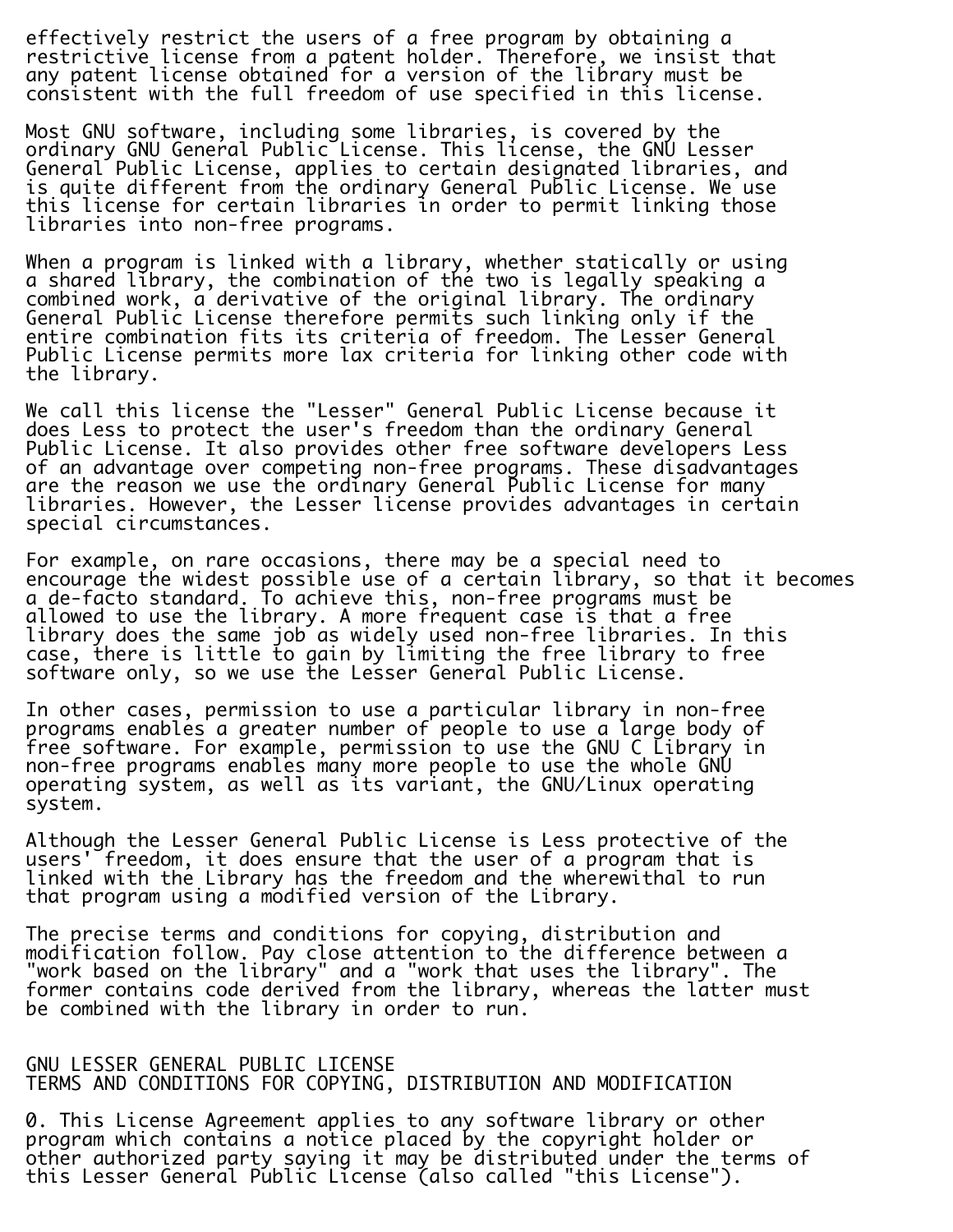effectively restrict the users of a free program by obtaining a restrictive license from a patent holder. Therefore, we insist that any patent license obtained for a version of the library must be consistent with the full freedom of use specified in this license.

Most GNU software, including some libraries, is covered by the ordinary GNU General Public License. This license, the GNU Lesser General Public License, applies to certain designated libraries, and is quite different from the ordinary General Public License. We use this license for certain libraries in order to permit linking those libraries into non-free programs.

When a program is linked with a library, whether statically or using a shared library, the combination of the two is legally speaking a combined work, a derivative of the original library. The ordinary General Public License therefore permits such linking only if the entire combination fits its criteria of freedom. The Lesser General Public License permits more lax criteria for linking other code with the library.

We call this license the "Lesser" General Public License because it does Less to protect the user's freedom than the ordinary General Public License. It also provides other free software developers Less of an advantage over competing non-free programs. These disadvantages are the reason we use the ordinary General Public License for many libraries. However, the Lesser license provides advantages in certain special circumstances.

For example, on rare occasions, there may be a special need to encourage the widest possible use of a certain library, so that it becomes a de-facto standard. To achieve this, non-free programs must be allowed to use the library. A more frequent case is that a free library does the same job as widely used non-free libraries. In this case, there is little to gain by limiting the free library to free software only, so we use the Lesser General Public License.

In other cases, permission to use a particular library in non-free programs enables a greater number of people to use a large body of free software. For example, permission to use the GNU C Library in non-free programs enables many more people to use the whole GNU operating system, as well as its variant, the GNU/Linux operating system.

Although the Lesser General Public License is Less protective of the users' freedom, it does ensure that the user of a program that is linked with the Library has the freedom and the wherewithal to run that program using a modified version of the Library.

The precise terms and conditions for copying, distribution and modification follow. Pay close attention to the difference between a "work based on the library" and a "work that uses the library". The former contains code derived from the library, whereas the latter must be combined with the library in order to run.

GNU LESSER GENERAL PUBLIC LICENSE
TERMS AND CONDITIONS FOR COPYING, DISTRIBUTION AND MODIFICATION

0. This License Agreement applies to any software library or other program which contains a notice placed by the copyright holder or other authorized party saying it may be distributed under the terms of this Lesser General Public License (also called "this License").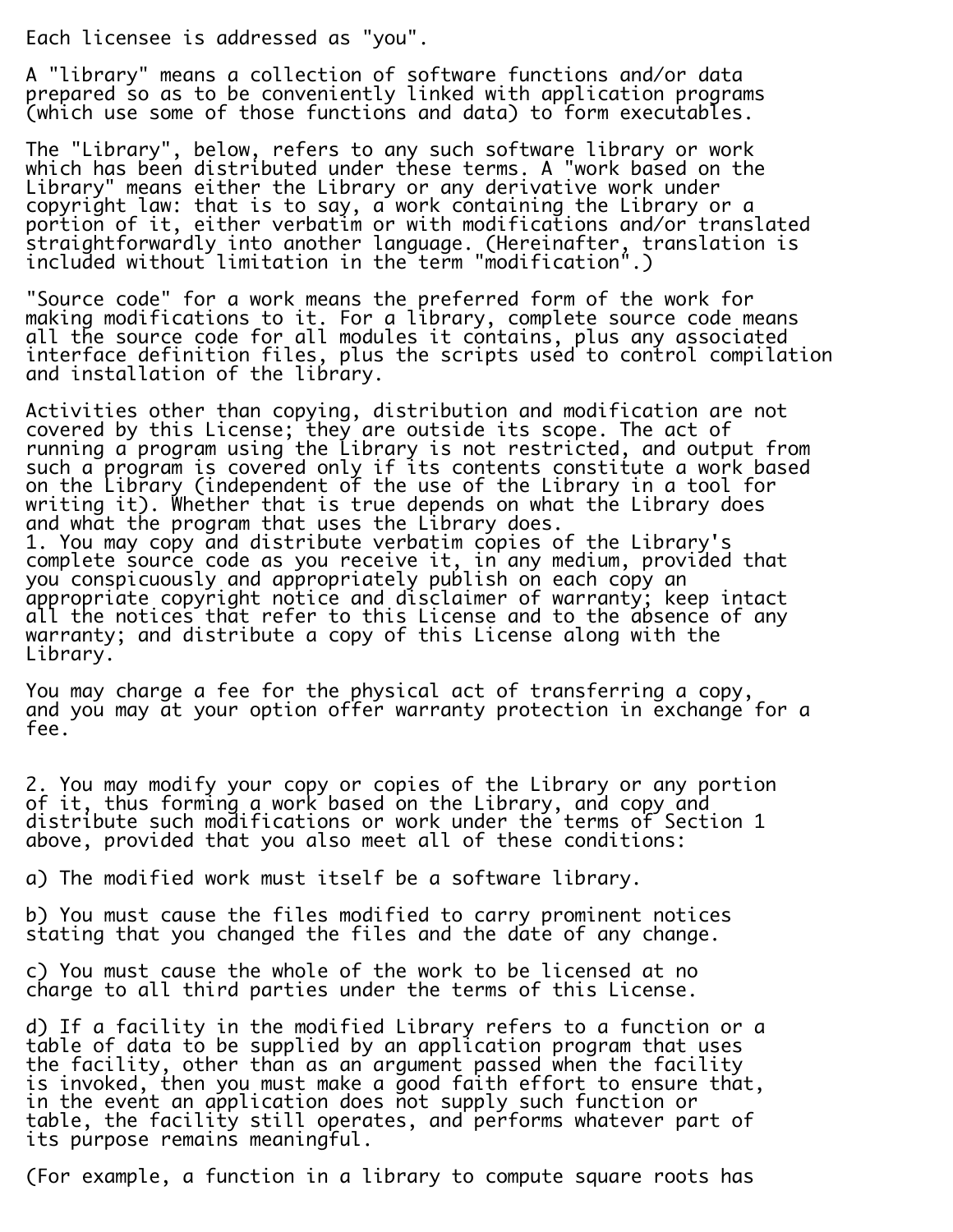Each licensee is addressed as "you".

A "library" means a collection of software functions and/or data prepared so as to be conveniently linked with application programs (which use some of those functions and data) to form executables.

The "Library", below, refers to any such software library or work which has been distributed under these terms. A "work based on the Library" means either the Library or any derivative work under copyright law: that is to say, a work containing the Library or a portion of it, either verbatim or with modifications and/or translated straightforwardly into another language. (Hereinafter, translation is included without limitation in the term "modification".)

"Source code" for a work means the preferred form of the work for making modifications to it. For a library, complete source code means all the source code for all modules it contains, plus any associated interface definition files, plus the scripts used to control compilation and installation of the library.

Activities other than copying, distribution and modification are not covered by this License; they are outside its scope. The act of running a program using the Library is not restricted, and output from such a program is covered only if its contents constitute a work based on the Library (independent of the use of the Library in a tool for writing it). Whether that is true depends on what the Library does and what the program that uses the Library does.

1. You may copy and distribute verbatim copies of the Library's complete source code as you receive it, in any medium, provided that you conspicuously and appropriately publish on each copy an appropriate copyright notice and disclaimer of warranty; keep intact all the notices that refer to this License and to the absence of any warranty; and distribute a copy of this License along with the Library.

You may charge a fee for the physical act of transferring a copy, and you may at your option offer warranty protection in exchange for a fee.

2. You may modify your copy or copies of the Library or any portion of it, thus forming a work based on the Library, and copy and distribute such modifications or work under the terms of Section 1 above, provided that you also meet all of these conditions:

a) The modified work must itself be a software library.

b) You must cause the files modified to carry prominent notices stating that you changed the files and the date of any change.

c) You must cause the whole of the work to be licensed at no charge to all third parties under the terms of this License.

d) If a facility in the modified Library refers to a function or a table of data to be supplied by an application program that uses the facility, other than as an argument passed when the facility is invoked, then you must make a good faith effort to ensure that, in the event an application does not supply such function or table, the facility still operates, and performs whatever part of its purpose remains meaningful.

(For example, a function in a library to compute square roots has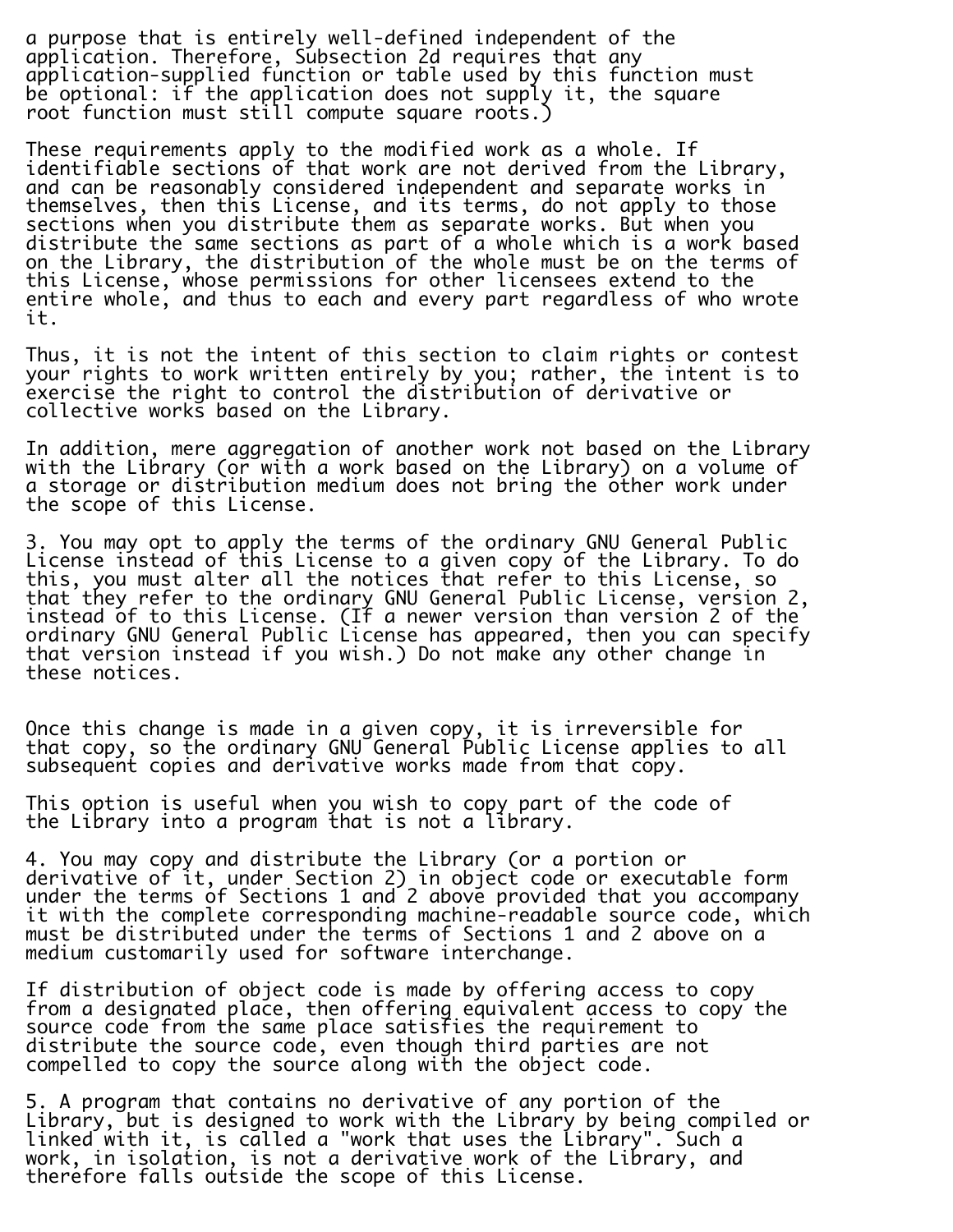a purpose that is entirely well-defined independent of the application. Therefore, Subsection 2d requires that any application-supplied function or table used by this function must be optional: if the application does not supply it, the square root function must still compute square roots.)

These requirements apply to the modified work as a whole. If identifiable sections of that work are not derived from the Library, and can be reasonably considered independent and separate works in themselves, then this License, and its terms, do not apply to those sections when you distribute them as separate works. But when you distribute the same sections as part of a whole which is a work based on the Library, the distribution of the whole must be on the terms of this License, whose permissions for other licensees extend to the entire whole, and thus to each and every part regardless of who wrote it.

Thus, it is not the intent of this section to claim rights or contest your rights to work written entirely by you; rather, the intent is to exercise the right to control the distribution of derivative or collective works based on the Library.

In addition, mere aggregation of another work not based on the Library with the Library (or with a work based on the Library) on a volume of a storage or distribution medium does not bring the other work under the scope of this License.

3. You may opt to apply the terms of the ordinary GNU General Public License instead of this License to a given copy of the Library. To do this, you must alter all the notices that refer to this License, so that they refer to the ordinary GNU General Public License, version 2, instead of to this License. (If a newer version than version 2 of the ordinary GNU General Public License has appeared, then you can specify that version instead if you wish.) Do not make any other change in these notices.

Once this change is made in a given copy, it is irreversible for that copy, so the ordinary GNU General Public License applies to all subsequent copies and derivative works made from that copy.

This option is useful when you wish to copy part of the code of the Library into a program that is not a library.

4. You may copy and distribute the Library (or a portion or derivative of it, under Section 2) in object code or executable form under the terms of Sections 1 and 2 above provided that you accompany it with the complete corresponding machine-readable source code, which must be distributed under the terms of Sections 1 and 2 above on a medium customarily used for software interchange.

If distribution of object code is made by offering access to copy from a designated place, then offering equivalent access to copy the source code from the same place satisfies the requirement to distribute the source code, even though third parties are not compelled to copy the source along with the object code.

5. A program that contains no derivative of any portion of the Library, but is designed to work with the Library by being compiled or linked with it, is called a "work that uses the Library". Such a work, in isolation, is not a derivative work of the Library, and therefore falls outside the scope of this License.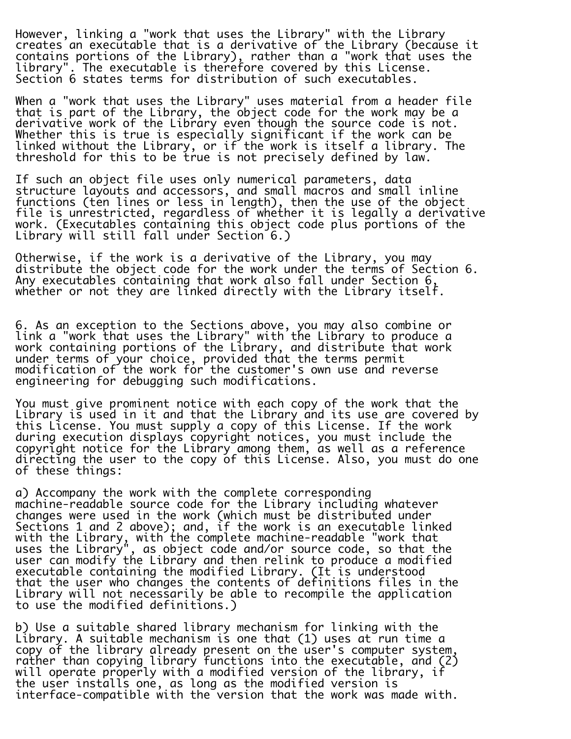However, linking a "work that uses the Library" with the Library creates an executable that is a derivative of the Library (because it contains portions of the Library), rather than a "work that uses the library". The executable is therefore covered by this License. Section 6 states terms for distribution of such executables.

When a "work that uses the Library" uses material from a header file that is part of the Library, the object code for the work may be a derivative work of the Library even though the source code is not. Whether this is true is especially significant if the work can be linked without the Library, or if the work is itself a library. The threshold for this to be true is not precisely defined by law.

If such an object file uses only numerical parameters, data structure layouts and accessors, and small macros and small inline functions (ten lines or less in length), then the use of the object file is unrestricted, regardless of whether it is legally a derivative work. (Executables containing this object code plus portions of the Library will still fall under Section 6.)

Otherwise, if the work is a derivative of the Library, you may distribute the object code for the work under the terms of Section 6. Any executables containing that work also fall under Section 6, whether or not they are linked directly with the Library itself.

6. As an exception to the Sections above, you may also combine or link a "work that uses the Library" with the Library to produce a work containing portions of the Library, and distribute that work under terms of your choice, provided that the terms permit modification of the work for the customer's own use and reverse engineering for debugging such modifications.

You must give prominent notice with each copy of the work that the Library is used in it and that the Library and its use are covered by this License. You must supply a copy of this License. If the work during execution displays copyright notices, you must include the copyright notice for the Library among them, as well as a reference directing the user to the copy of this License. Also, you must do one of these things:

a) Accompany the work with the complete corresponding machine-readable source code for the Library including whatever changes were used in the work (which must be distributed under Sections 1 and 2 above); and, if the work is an executable linked with the Library, with the complete machine-readable "work that uses the Library", as object code and/or source code, so that the user can modify the Library and then relink to produce a modified executable containing the modified Library. (It is understood that the user who changes the contents of definitions files in the Library will not necessarily be able to recompile the application to use the modified definitions.)

b) Use a suitable shared library mechanism for linking with the Library. A suitable mechanism is one that (1) uses at run time a copy of the library already present on the user's computer system, rather than copying library functions into the executable, and (2) will operate properly with a modified version of the library, if the user installs one, as long as the modified version is interface-compatible with the version that the work was made with.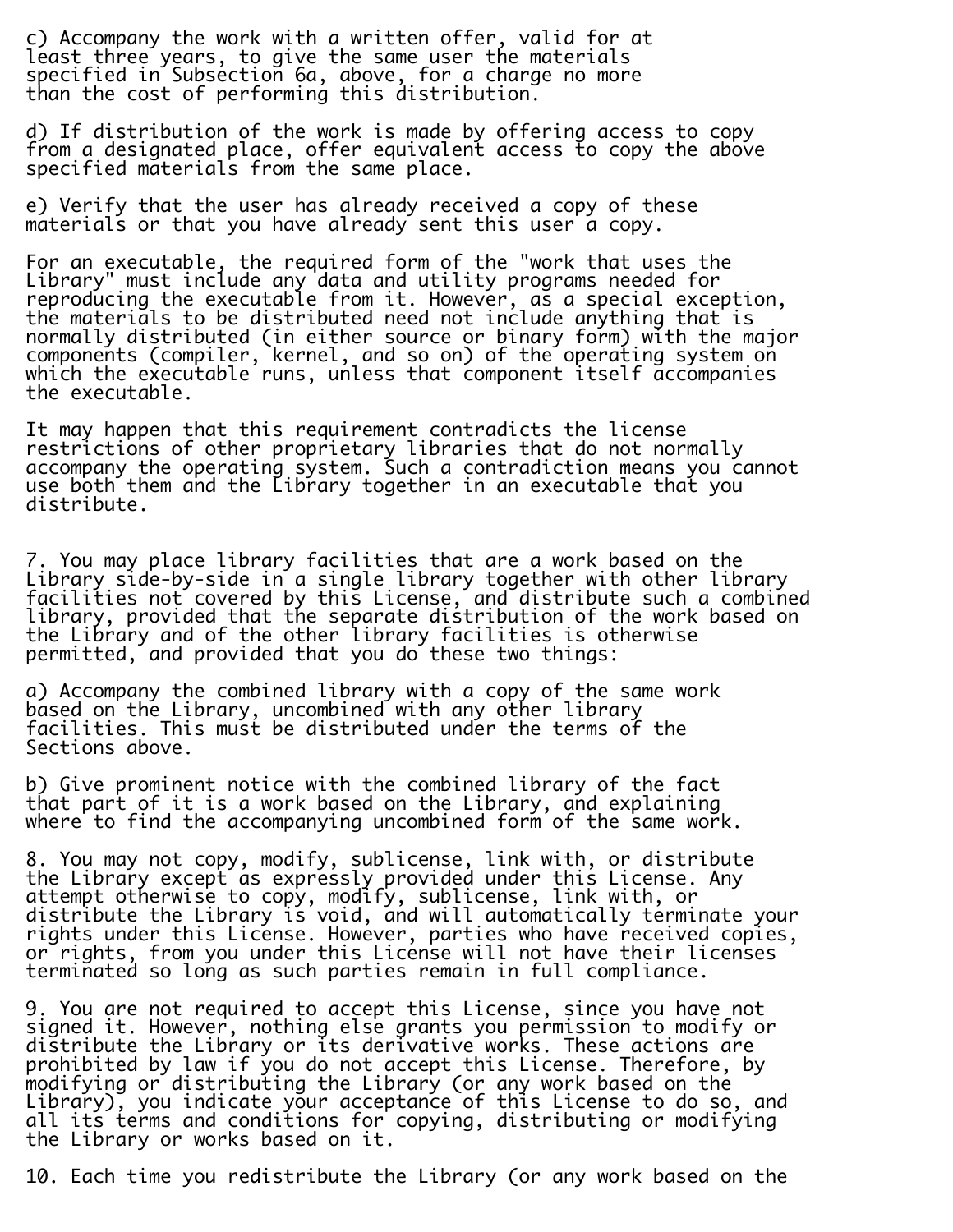c) Accompany the work with a written offer, valid for at least three years, to give the same user the materials specified in Subsection 6a, above, for a charge no more than the cost of performing this distribution.

d) If distribution of the work is made by offering access to copy from a designated place, offer equivalent access to copy the above specified materials from the same place.

e) Verify that the user has already received a copy of these materials or that you have already sent this user a copy.

For an executable, the required form of the "work that uses the Library" must include any data and utility programs needed for reproducing the executable from it. However, as a special exception, the materials to be distributed need not include anything that is normally distributed (in either source or binary form) with the major components (compiler, kernel, and so on) of the operating system on which the executable runs, unless that component itself accompanies the executable.

It may happen that this requirement contradicts the license restrictions of other proprietary libraries that do not normally accompany the operating system. Such a contradiction means you cannot use both them and the Library together in an executable that you distribute.

7. You may place library facilities that are a work based on the Library side-by-side in a single library together with other library facilities not covered by this License, and distribute such a combined library, provided that the separate distribution of the work based on the Library and of the other library facilities is otherwise permitted, and provided that you do these two things:

a) Accompany the combined library with a copy of the same work based on the Library, uncombined with any other library facilities. This must be distributed under the terms of the Sections above.

b) Give prominent notice with the combined library of the fact that part of it is a work based on the Library, and explaining where to find the accompanying uncombined form of the same work.

8. You may not copy, modify, sublicense, link with, or distribute the Library except as expressly provided under this License. Any attempt otherwise to copy, modify, sublicense, link with, or distribute the Library is void, and will automatically terminate your rights under this License. However, parties who have received copies, or rights, from you under this License will not have their licenses terminated so long as such parties remain in full compliance.

9. You are not required to accept this License, since you have not signed it. However, nothing else grants you permission to modify or distribute the Library or its derivative works. These actions are prohibited by law if you do not accept this License. Therefore, by modifying or distributing the Library (or any work based on the Library), you indicate your acceptance of this License to do so, and all its terms and conditions for copying, distributing or modifying the Library or works based on it.

10. Each time you redistribute the Library (or any work based on the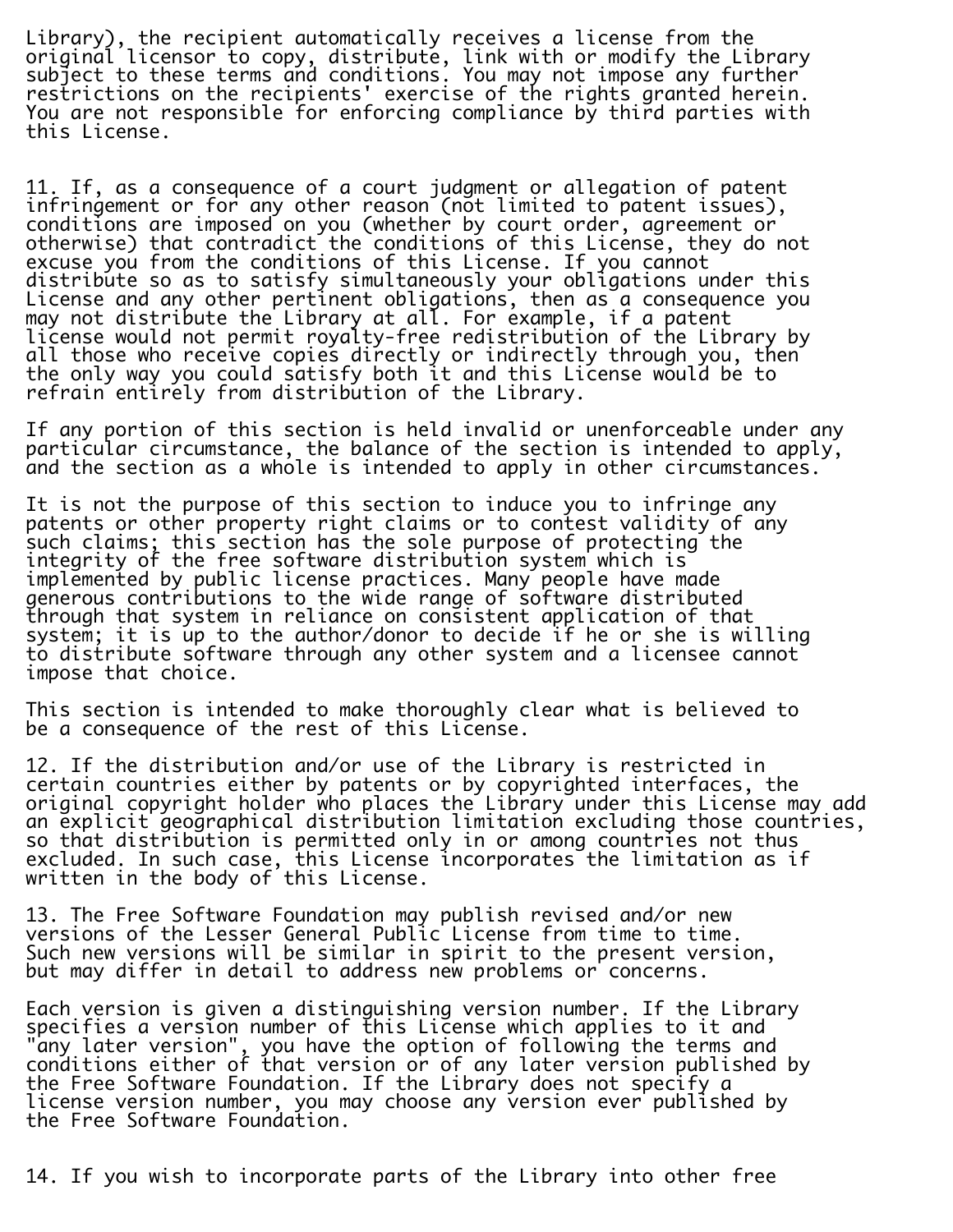Library), the recipient automatically receives a license from the original licensor to copy, distribute, link with or modify the Library subject to these terms and conditions. You may not impose any further restrictions on the recipients' exercise of the rights granted herein. You are not responsible for enforcing compliance by third parties with this License.

11. If, as a consequence of a court judgment or allegation of patent infringement or for any other reason (not limited to patent issues), conditions are imposed on you (whether by court order, agreement or otherwise) that contradict the conditions of this License, they do not excuse you from the conditions of this License. If you cannot distribute so as to satisfy simultaneously your obligations under this License and any other pertinent obligations, then as a consequence you may not distribute the Library at all. For example, if a patent license would not permit royalty-free redistribution of the Library by all those who receive copies directly or indirectly through you, then the only way you could satisfy both it and this License would be to refrain entirely from distribution of the Library.

If any portion of this section is held invalid or unenforceable under any particular circumstance, the balance of the section is intended to apply, and the section as a whole is intended to apply in other circumstances.

It is not the purpose of this section to induce you to infringe any patents or other property right claims or to contest validity of any such claims; this section has the sole purpose of protecting the integrity of the free software distribution system which is implemented by public license practices. Many people have made generous contributions to the wide range of software distributed through that system in reliance on consistent application of that system; it is up to the author/donor to decide if he or she is willing to distribute software through any other system and a licensee cannot impose that choice.

This section is intended to make thoroughly clear what is believed to be a consequence of the rest of this License.

12. If the distribution and/or use of the Library is restricted in certain countries either by patents or by copyrighted interfaces, the original copyright holder who places the Library under this License may add an explicit geographical distribution limitation excluding those countries, so that distribution is permitted only in or among countries not thus excluded. In such case, this License incorporates the limitation as if written in the body of this License.

13. The Free Software Foundation may publish revised and/or new versions of the Lesser General Public License from time to time. Such new versions will be similar in spirit to the present version, but may differ in detail to address new problems or concerns.

Each version is given a distinguishing version number. If the Library specifies a version number of this License which applies to it and "any later version", you have the option of following the terms and conditions either of that version or of any later version published by the Free Software Foundation. If the Library does not specify a license version number, you may choose any version ever published by the Free Software Foundation.

14. If you wish to incorporate parts of the Library into other free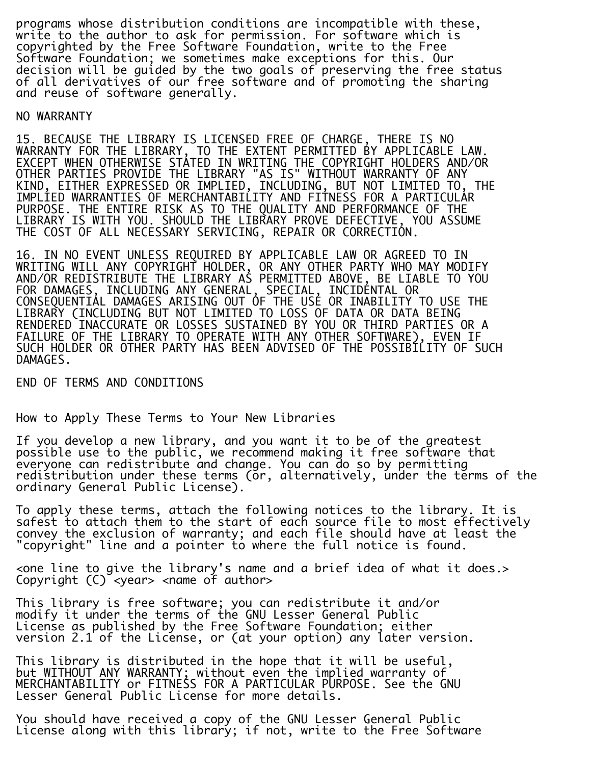programs whose distribution conditions are incompatible with these, write to the author to ask for permission. For software which is copyrighted by the Free Software Foundation, write to the Free Software Foundation; we sometimes make exceptions for this. Our decision will be guided by the two goals of preserving the free status of all derivatives of our free software and of promoting the sharing and reuse of software generally.

NO WARRANTY

15. BECAUSE THE LIBRARY IS LICENSED FREE OF CHARGE, THERE IS NO WARRANTY FOR THE LIBRARY, TO THE EXTENT PERMITTED BY APPLICABLE LAW. EXCEPT WHEN OTHERWISE STATED IN WRITING THE COPYRIGHT HOLDERS AND/OR OTHER PARTIES PROVIDE THE LIBRARY "AS IS" WITHOUT WARRANTY OF ANY KIND, EITHER EXPRESSED OR IMPLIED, INCLUDING, BUT NOT LIMITED TO, THE IMPLIED WARRANTIES OF MERCHANTABILITY AND FITNESS FOR A PARTICULAR PURPOSE. THE ENTIRE RISK AS TO THE QUALITY AND PERFORMANCE OF THE LIBRARY IS WITH YOU. SHOULD THE LIBRARY PROVE DEFECTIVE, YOU ASSUME THE COST OF ALL NECESSARY SERVICING, REPAIR OR CORRECTION.

16. IN NO EVENT UNLESS REQUIRED BY APPLICABLE LAW OR AGREED TO IN WRITING WILL ANY COPYRIGHT HOLDER, OR ANY OTHER PARTY WHO MAY MODIFY AND/OR REDISTRIBUTE THE LIBRARY AS PERMITTED ABOVE, BE LIABLE TO YOU FOR DAMAGES, INCLUDING ANY GENERAL, SPECIAL, INCIDENTAL OR CONSEQUENTIAL DAMAGES ARISING OUT OF THE USE OR INABILITY TO USE THE LIBRARY (INCLUDING BUT NOT LIMITED TO LOSS OF DATA OR DATA BEING RENDERED INACCURATE OR LOSSES SUSTAINED BY YOU OR THIRD PARTIES OR A FAILURE OF THE LIBRARY TO OPERATE WITH ANY OTHER SOFTWARE), EVEN IF SUCH HOLDER OR OTHER PARTY HAS BEEN ADVISED OF THE POSSIBILITY OF SUCH DAMAGES.

END OF TERMS AND CONDITIONS

How to Apply These Terms to Your New Libraries

If you develop a new library, and you want it to be of the greatest possible use to the public, we recommend making it free software that everyone can redistribute and change. You can do so by permitting redistribution under these terms (or, alternatively, under the terms of the ordinary General Public License).

To apply these terms, attach the following notices to the library. It is safest to attach them to the start of each source file to most effectively convey the exclusion of warranty; and each file should have at least the "copyright" line and a pointer to where the full notice is found.

<one line to give the library's name and a brief idea of what it does.>
Copyright (C) <year> <name of author>

This library is free software; you can redistribute it and/or modify it under the terms of the GNU Lesser General Public License as published by the Free Software Foundation; either version 2.1 of the License, or (at your option) any later version.

This library is distributed in the hope that it will be useful, but WITHOUT ANY WARRANTY; without even the implied warranty of MERCHANTABILITY or FITNESS FOR A PARTICULAR PURPOSE. See the GNU Lesser General Public License for more details.

You should have received a copy of the GNU Lesser General Public License along with this library; if not, write to the Free Software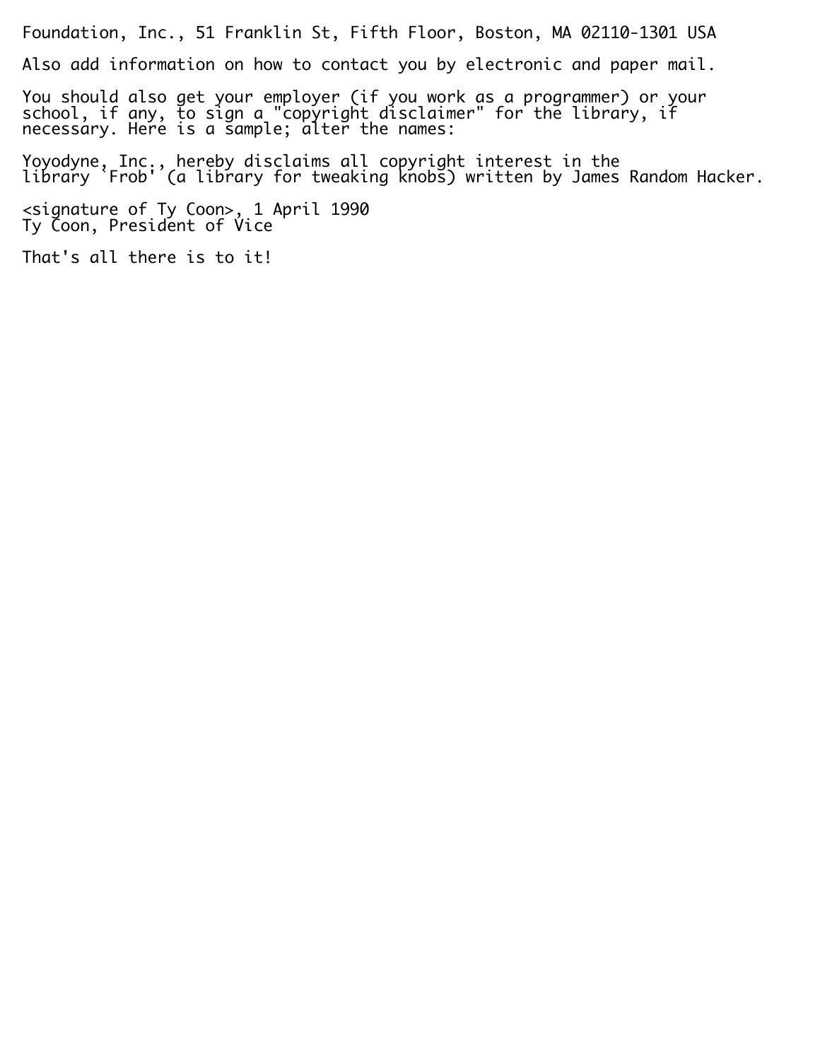Foundation, Inc., 51 Franklin St, Fifth Floor, Boston, MA 02110-1301 USA

Also add information on how to contact you by electronic and paper mail.

You should also get your employer (if you work as a programmer) or your school, if any, to sign a "copyright disclaimer" for the library, if necessary. Here is a sample; alter the names:

Yoyodyne, Inc., hereby disclaims all copyright interest in the library `Frob' (a library for tweaking knobs) written by James Random Hacker.

<signature of Ty Coon>, 1 April 1990
Ty Coon, President of Vice

That's all there is to it!